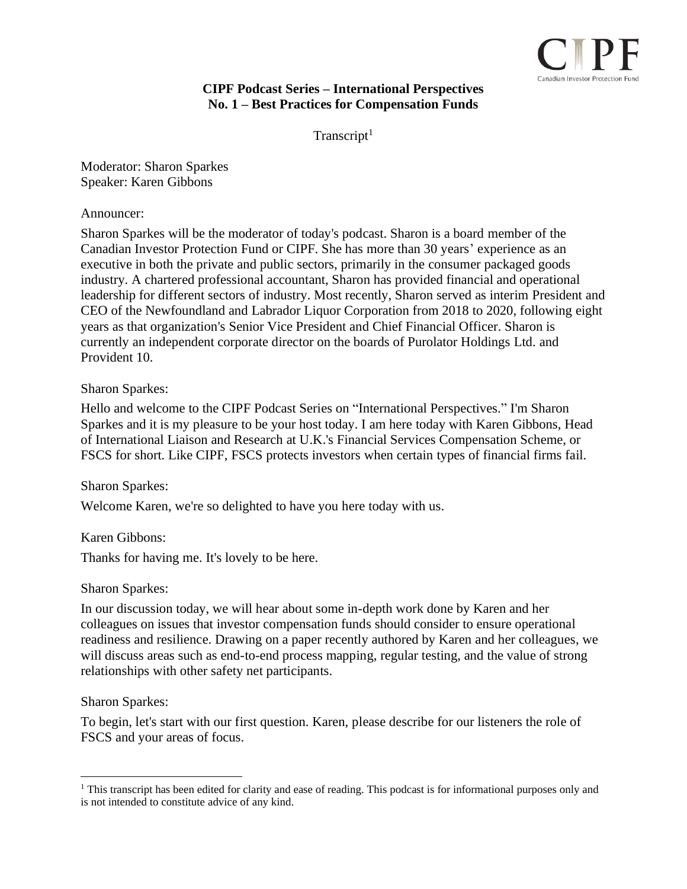**CIPF Podcast Series – International Perspectives**
**No. 1 – Best Practices for Compensation Funds**

Transcript[1]

Moderator: Sharon Sparkes
Speaker: Karen Gibbons

Announcer:

Sharon Sparkes will be the moderator of today's podcast. Sharon is a board member of the Canadian Investor Protection Fund or CIPF. She has more than 30 years' experience as an executive in both the private and public sectors, primarily in the consumer packaged goods industry. A chartered professional accountant, Sharon has provided financial and operational leadership for different sectors of industry. Most recently, Sharon served as interim President and CEO of the Newfoundland and Labrador Liquor Corporation from 2018 to 2020, following eight years as that organization's Senior Vice President and Chief Financial Officer. Sharon is currently an independent corporate director on the boards of Purolator Holdings Ltd. and Provident 10.

Sharon Sparkes:

Hello and welcome to the CIPF Podcast Series on "International Perspectives." I'm Sharon Sparkes and it is my pleasure to be your host today. I am here today with Karen Gibbons, Head of International Liaison and Research at U.K.'s Financial Services Compensation Scheme, or FSCS for short. Like CIPF, FSCS protects investors when certain types of financial firms fail.

Sharon Sparkes:

Welcome Karen, we're so delighted to have you here today with us.

Karen Gibbons:

Thanks for having me. It's lovely to be here.

Sharon Sparkes:

In our discussion today, we will hear about some in-depth work done by Karen and her colleagues on issues that investor compensation funds should consider to ensure operational readiness and resilience. Drawing on a paper recently authored by Karen and her colleagues, we will discuss areas such as end-to-end process mapping, regular testing, and the value of strong relationships with other safety net participants.

Sharon Sparkes:

To begin, let's start with our first question. Karen, please describe for our listeners the role of FSCS and your areas of focus.

[1] This transcript has been edited for clarity and ease of reading. This podcast is for informational purposes only and is not intended to constitute advice of any kind.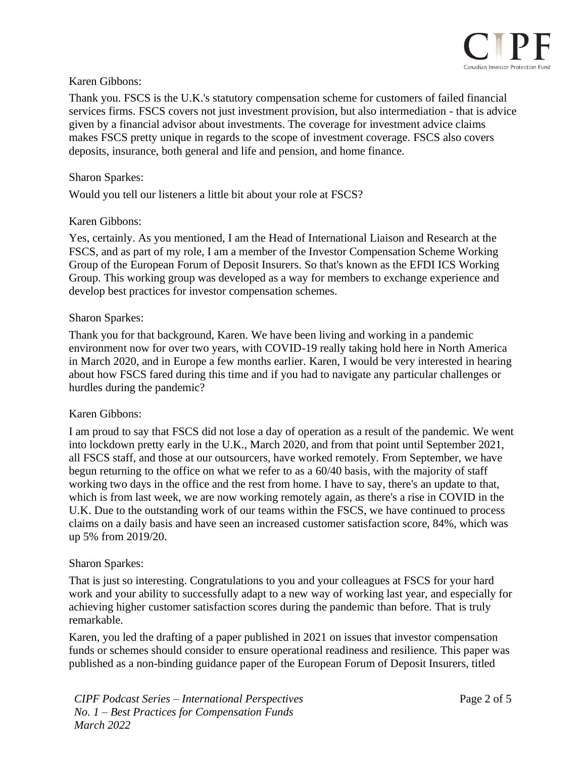Karen Gibbons:

Thank you. FSCS is the U.K.'s statutory compensation scheme for customers of failed financial services firms. FSCS covers not just investment provision, but also intermediation - that is advice given by a financial advisor about investments. The coverage for investment advice claims makes FSCS pretty unique in regards to the scope of investment coverage. FSCS also covers deposits, insurance, both general and life and pension, and home finance.

Sharon Sparkes:

Would you tell our listeners a little bit about your role at FSCS?

Karen Gibbons:

Yes, certainly. As you mentioned, I am the Head of International Liaison and Research at the FSCS, and as part of my role, I am a member of the Investor Compensation Scheme Working Group of the European Forum of Deposit Insurers. So that's known as the EFDI ICS Working Group. This working group was developed as a way for members to exchange experience and develop best practices for investor compensation schemes.

Sharon Sparkes:

Thank you for that background, Karen. We have been living and working in a pandemic environment now for over two years, with COVID-19 really taking hold here in North America in March 2020, and in Europe a few months earlier. Karen, I would be very interested in hearing about how FSCS fared during this time and if you had to navigate any particular challenges or hurdles during the pandemic?

Karen Gibbons:

I am proud to say that FSCS did not lose a day of operation as a result of the pandemic. We went into lockdown pretty early in the U.K., March 2020, and from that point until September 2021, all FSCS staff, and those at our outsourcers, have worked remotely. From September, we have begun returning to the office on what we refer to as a 60/40 basis, with the majority of staff working two days in the office and the rest from home. I have to say, there's an update to that, which is from last week, we are now working remotely again, as there's a rise in COVID in the U.K. Due to the outstanding work of our teams within the FSCS, we have continued to process claims on a daily basis and have seen an increased customer satisfaction score, 84%, which was up 5% from 2019/20.

Sharon Sparkes:

That is just so interesting. Congratulations to you and your colleagues at FSCS for your hard work and your ability to successfully adapt to a new way of working last year, and especially for achieving higher customer satisfaction scores during the pandemic than before. That is truly remarkable.

Karen, you led the drafting of a paper published in 2021 on issues that investor compensation funds or schemes should consider to ensure operational readiness and resilience. This paper was published as a non-binding guidance paper of the European Forum of Deposit Insurers, titled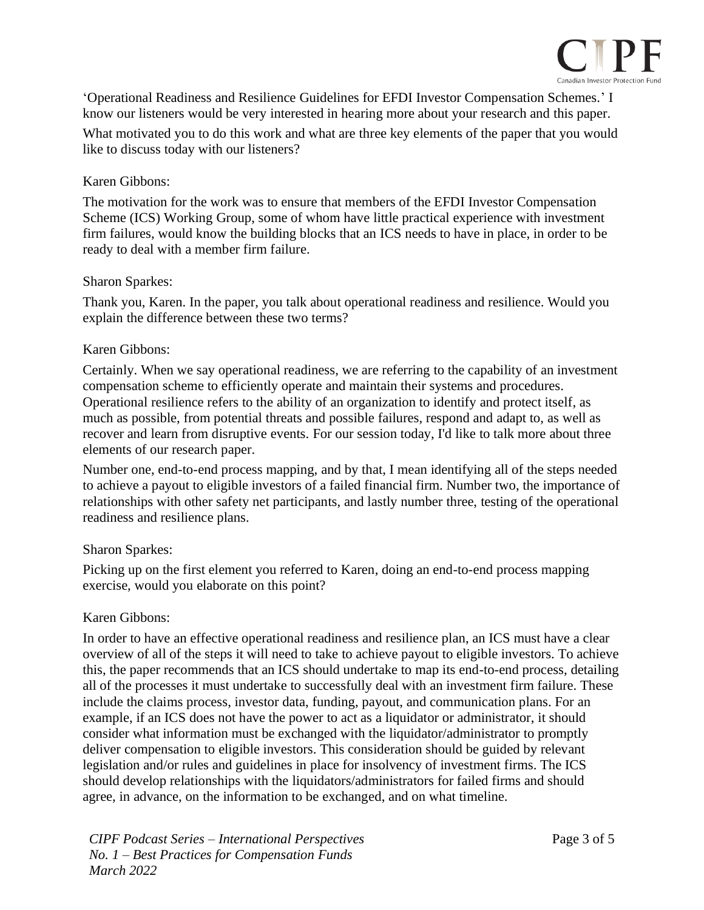'Operational Readiness and Resilience Guidelines for EFDI Investor Compensation Schemes.' I know our listeners would be very interested in hearing more about your research and this paper.

What motivated you to do this work and what are three key elements of the paper that you would like to discuss today with our listeners?

Karen Gibbons:

The motivation for the work was to ensure that members of the EFDI Investor Compensation Scheme (ICS) Working Group, some of whom have little practical experience with investment firm failures, would know the building blocks that an ICS needs to have in place, in order to be ready to deal with a member firm failure.

Sharon Sparkes:

Thank you, Karen. In the paper, you talk about operational readiness and resilience. Would you explain the difference between these two terms?

Karen Gibbons:

Certainly. When we say operational readiness, we are referring to the capability of an investment compensation scheme to efficiently operate and maintain their systems and procedures. Operational resilience refers to the ability of an organization to identify and protect itself, as much as possible, from potential threats and possible failures, respond and adapt to, as well as recover and learn from disruptive events. For our session today, I'd like to talk more about three elements of our research paper.

Number one, end-to-end process mapping, and by that, I mean identifying all of the steps needed to achieve a payout to eligible investors of a failed financial firm. Number two, the importance of relationships with other safety net participants, and lastly number three, testing of the operational readiness and resilience plans.

Sharon Sparkes:

Picking up on the first element you referred to Karen, doing an end-to-end process mapping exercise, would you elaborate on this point?

Karen Gibbons:

In order to have an effective operational readiness and resilience plan, an ICS must have a clear overview of all of the steps it will need to take to achieve payout to eligible investors. To achieve this, the paper recommends that an ICS should undertake to map its end-to-end process, detailing all of the processes it must undertake to successfully deal with an investment firm failure. These include the claims process, investor data, funding, payout, and communication plans. For an example, if an ICS does not have the power to act as a liquidator or administrator, it should consider what information must be exchanged with the liquidator/administrator to promptly deliver compensation to eligible investors. This consideration should be guided by relevant legislation and/or rules and guidelines in place for insolvency of investment firms. The ICS should develop relationships with the liquidators/administrators for failed firms and should agree, in advance, on the information to be exchanged, and on what timeline.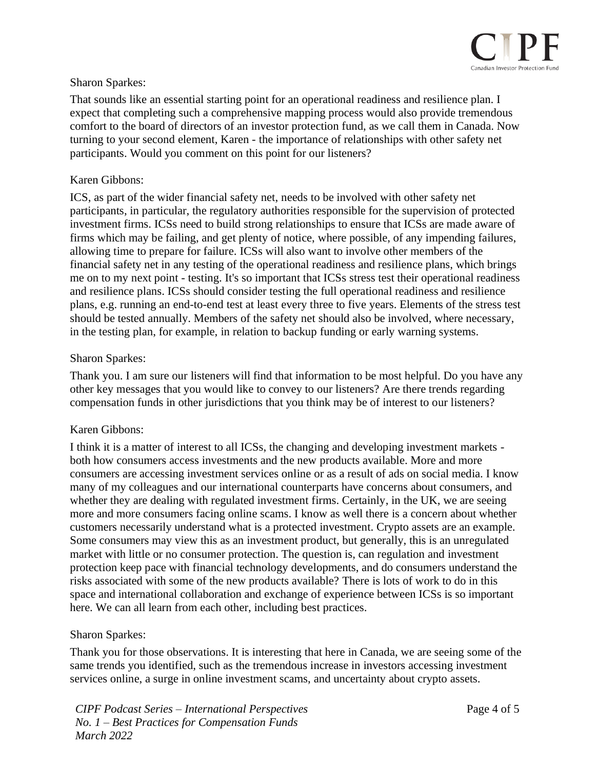Sharon Sparkes:

That sounds like an essential starting point for an operational readiness and resilience plan. I expect that completing such a comprehensive mapping process would also provide tremendous comfort to the board of directors of an investor protection fund, as we call them in Canada. Now turning to your second element, Karen - the importance of relationships with other safety net participants. Would you comment on this point for our listeners?

Karen Gibbons:

ICS, as part of the wider financial safety net, needs to be involved with other safety net participants, in particular, the regulatory authorities responsible for the supervision of protected investment firms. ICSs need to build strong relationships to ensure that ICSs are made aware of firms which may be failing, and get plenty of notice, where possible, of any impending failures, allowing time to prepare for failure. ICSs will also want to involve other members of the financial safety net in any testing of the operational readiness and resilience plans, which brings me on to my next point - testing. It's so important that ICSs stress test their operational readiness and resilience plans. ICSs should consider testing the full operational readiness and resilience plans, e.g. running an end-to-end test at least every three to five years. Elements of the stress test should be tested annually. Members of the safety net should also be involved, where necessary, in the testing plan, for example, in relation to backup funding or early warning systems.

Sharon Sparkes:

Thank you. I am sure our listeners will find that information to be most helpful. Do you have any other key messages that you would like to convey to our listeners? Are there trends regarding compensation funds in other jurisdictions that you think may be of interest to our listeners?

Karen Gibbons:

I think it is a matter of interest to all ICSs, the changing and developing investment markets - both how consumers access investments and the new products available. More and more consumers are accessing investment services online or as a result of ads on social media. I know many of my colleagues and our international counterparts have concerns about consumers, and whether they are dealing with regulated investment firms. Certainly, in the UK, we are seeing more and more consumers facing online scams. I know as well there is a concern about whether customers necessarily understand what is a protected investment. Crypto assets are an example. Some consumers may view this as an investment product, but generally, this is an unregulated market with little or no consumer protection. The question is, can regulation and investment protection keep pace with financial technology developments, and do consumers understand the risks associated with some of the new products available? There is lots of work to do in this space and international collaboration and exchange of experience between ICSs is so important here. We can all learn from each other, including best practices.

Sharon Sparkes:

Thank you for those observations. It is interesting that here in Canada, we are seeing some of the same trends you identified, such as the tremendous increase in investors accessing investment services online, a surge in online investment scams, and uncertainty about crypto assets.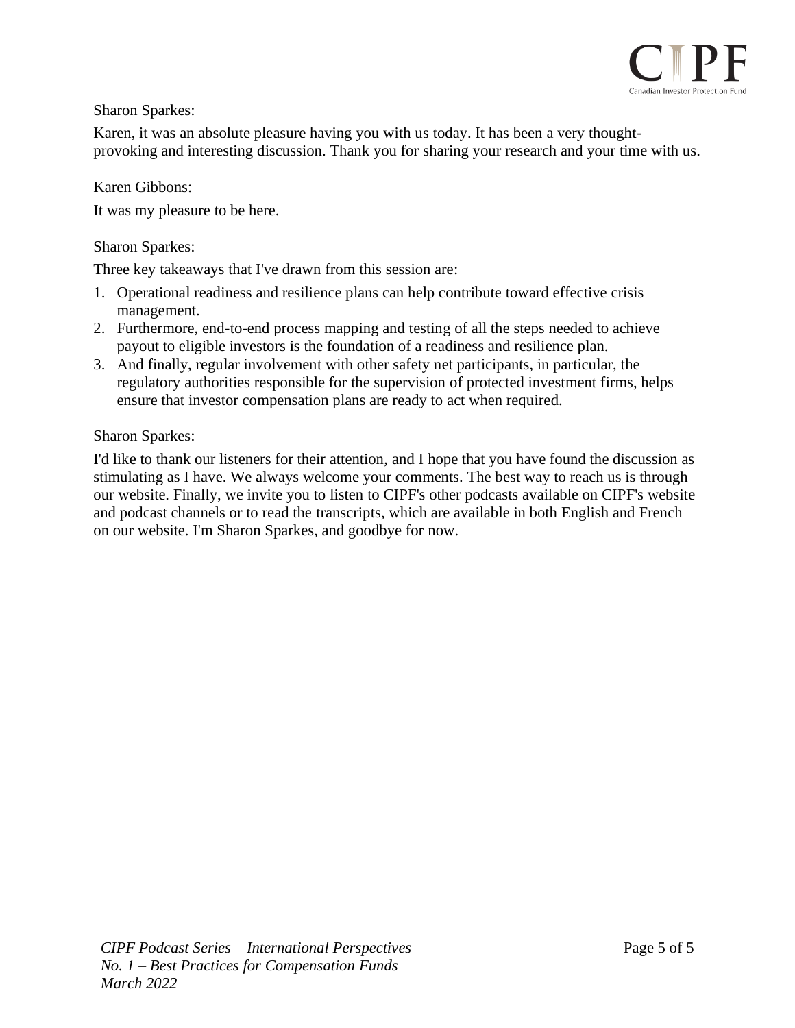Sharon Sparkes:

Karen, it was an absolute pleasure having you with us today. It has been a very thought-provoking and interesting discussion. Thank you for sharing your research and your time with us.

Karen Gibbons:

It was my pleasure to be here.

Sharon Sparkes:

Three key takeaways that I've drawn from this session are:

1. Operational readiness and resilience plans can help contribute toward effective crisis management.
2. Furthermore, end-to-end process mapping and testing of all the steps needed to achieve payout to eligible investors is the foundation of a readiness and resilience plan.
3. And finally, regular involvement with other safety net participants, in particular, the regulatory authorities responsible for the supervision of protected investment firms, helps ensure that investor compensation plans are ready to act when required.

Sharon Sparkes:

I'd like to thank our listeners for their attention, and I hope that you have found the discussion as stimulating as I have. We always welcome your comments. The best way to reach us is through our website. Finally, we invite you to listen to CIPF's other podcasts available on CIPF's website and podcast channels or to read the transcripts, which are available in both English and French on our website. I'm Sharon Sparkes, and goodbye for now.